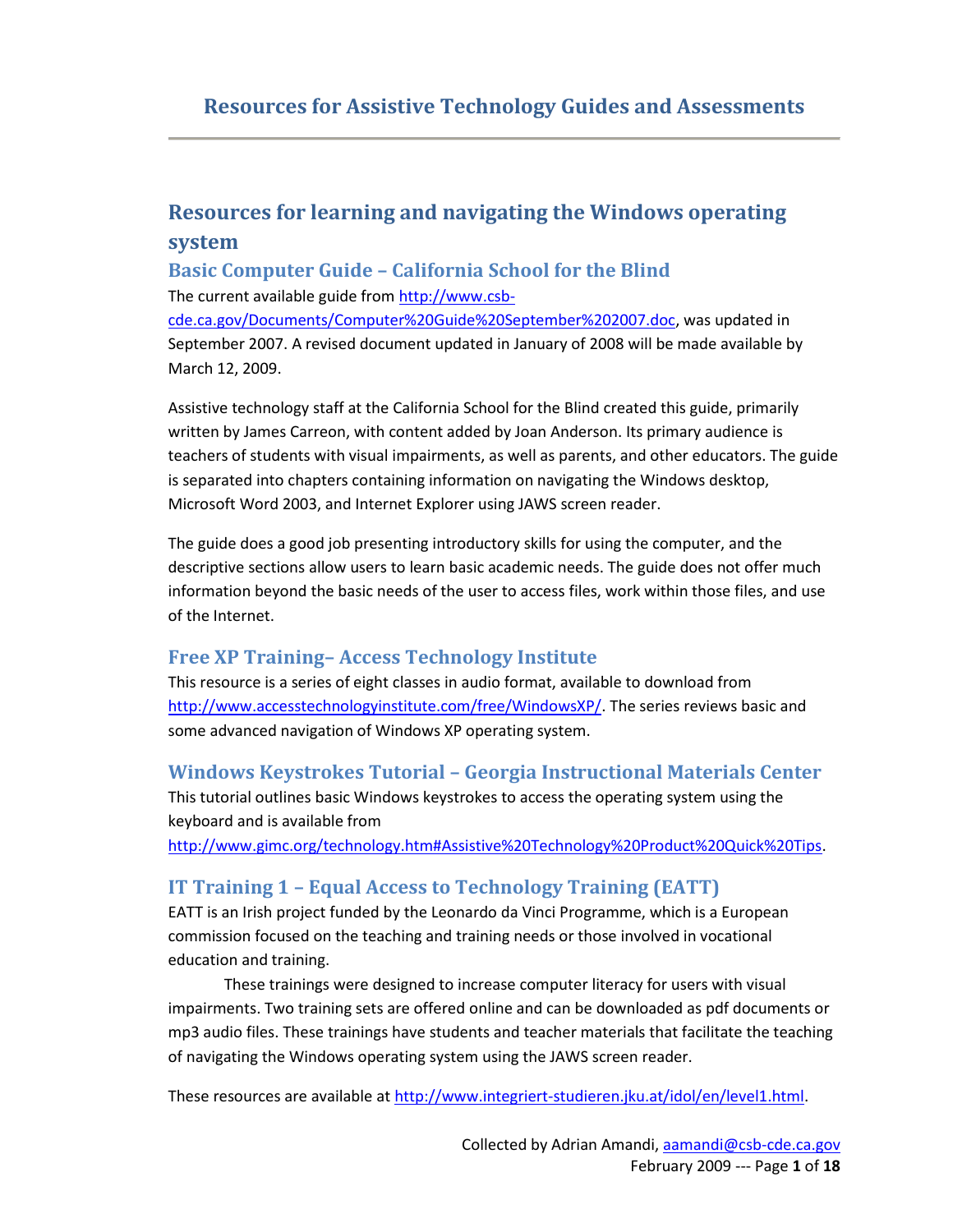# Resources for Assistive Technology Guides and Assessments

## Resources for learning and navigating the Windows operating system

### Basic Computer Guide – California School for the Blind

The current available guide from http://www.csb-cde.ca.gov/Documents/Computer%20Guide%20September%202007.doc, was updated in September 2007. A revised document updated in January of 2008 will be made available by March 12, 2009.

Assistive technology staff at the California School for the Blind created this guide, primarily written by James Carreon, with content added by Joan Anderson. Its primary audience is teachers of students with visual impairments, as well as parents, and other educators. The guide is separated into chapters containing information on navigating the Windows desktop, Microsoft Word 2003, and Internet Explorer using JAWS screen reader.

The guide does a good job presenting introductory skills for using the computer, and the descriptive sections allow users to learn basic academic needs. The guide does not offer much information beyond the basic needs of the user to access files, work within those files, and use of the Internet.

### Free XP Training– Access Technology Institute

This resource is a series of eight classes in audio format, available to download from http://www.accesstechnologyinstitute.com/free/WindowsXP/. The series reviews basic and some advanced navigation of Windows XP operating system.

### Windows Keystrokes Tutorial – Georgia Instructional Materials Center

This tutorial outlines basic Windows keystrokes to access the operating system using the keyboard and is available from http://www.gimc.org/technology.htm#Assistive%20Technology%20Product%20Quick%20Tips.

### IT Training 1 – Equal Access to Technology Training (EATT)

EATT is an Irish project funded by the Leonardo da Vinci Programme, which is a European commission focused on the teaching and training needs or those involved in vocational education and training.

These trainings were designed to increase computer literacy for users with visual impairments. Two training sets are offered online and can be downloaded as pdf documents or mp3 audio files. These trainings have students and teacher materials that facilitate the teaching of navigating the Windows operating system using the JAWS screen reader.

These resources are available at http://www.integriert-studieren.jku.at/idol/en/level1.html.

Collected by Adrian Amandi, aamandi@csb-cde.ca.gov
February 2009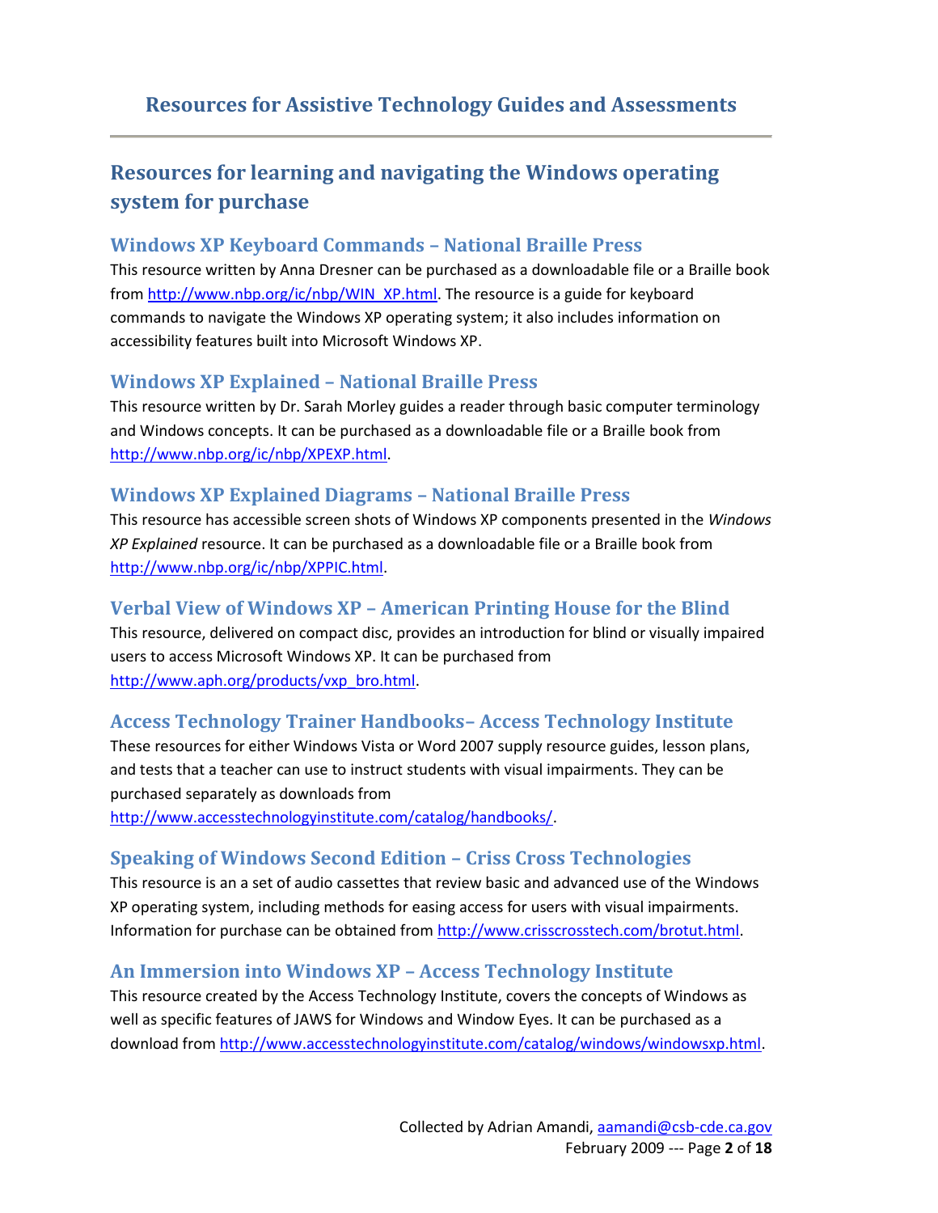# Resources for Assistive Technology Guides and Assessments

## Resources for learning and navigating the Windows operating system for purchase

### Windows XP Keyboard Commands – National Braille Press

This resource written by Anna Dresner can be purchased as a downloadable file or a Braille book from http://www.nbp.org/ic/nbp/WIN_XP.html. The resource is a guide for keyboard commands to navigate the Windows XP operating system; it also includes information on accessibility features built into Microsoft Windows XP.

### Windows XP Explained – National Braille Press

This resource written by Dr. Sarah Morley guides a reader through basic computer terminology and Windows concepts. It can be purchased as a downloadable file or a Braille book from http://www.nbp.org/ic/nbp/XPEXP.html.

### Windows XP Explained Diagrams – National Braille Press

This resource has accessible screen shots of Windows XP components presented in the *Windows XP Explained* resource. It can be purchased as a downloadable file or a Braille book from http://www.nbp.org/ic/nbp/XPPIC.html.

### Verbal View of Windows XP – American Printing House for the Blind

This resource, delivered on compact disc, provides an introduction for blind or visually impaired users to access Microsoft Windows XP. It can be purchased from http://www.aph.org/products/vxp_bro.html.

### Access Technology Trainer Handbooks– Access Technology Institute

These resources for either Windows Vista or Word 2007 supply resource guides, lesson plans, and tests that a teacher can use to instruct students with visual impairments. They can be purchased separately as downloads from http://www.accesstechnologyinstitute.com/catalog/handbooks/.

### Speaking of Windows Second Edition – Criss Cross Technologies

This resource is an a set of audio cassettes that review basic and advanced use of the Windows XP operating system, including methods for easing access for users with visual impairments. Information for purchase can be obtained from http://www.crisscrosstech.com/brotut.html.

### An Immersion into Windows XP – Access Technology Institute

This resource created by the Access Technology Institute, covers the concepts of Windows as well as specific features of JAWS for Windows and Window Eyes. It can be purchased as a download from http://www.accesstechnologyinstitute.com/catalog/windows/windowsxp.html.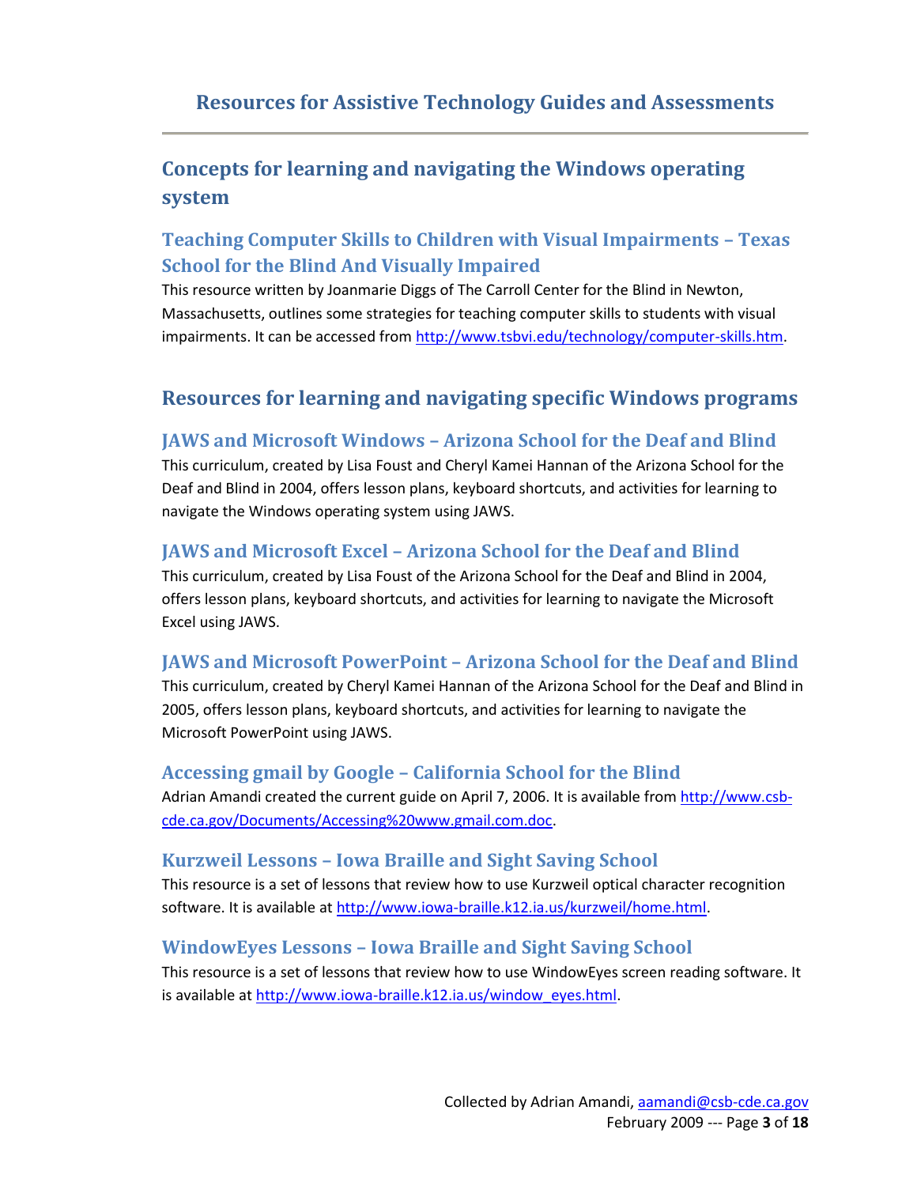# Resources for Assistive Technology Guides and Assessments

## Concepts for learning and navigating the Windows operating system

### Teaching Computer Skills to Children with Visual Impairments – Texas School for the Blind And Visually Impaired

This resource written by Joanmarie Diggs of The Carroll Center for the Blind in Newton, Massachusetts, outlines some strategies for teaching computer skills to students with visual impairments. It can be accessed from http://www.tsbvi.edu/technology/computer-skills.htm.

## Resources for learning and navigating specific Windows programs

### JAWS and Microsoft Windows – Arizona School for the Deaf and Blind

This curriculum, created by Lisa Foust and Cheryl Kamei Hannan of the Arizona School for the Deaf and Blind in 2004, offers lesson plans, keyboard shortcuts, and activities for learning to navigate the Windows operating system using JAWS.

### JAWS and Microsoft Excel – Arizona School for the Deaf and Blind

This curriculum, created by Lisa Foust of the Arizona School for the Deaf and Blind in 2004, offers lesson plans, keyboard shortcuts, and activities for learning to navigate the Microsoft Excel using JAWS.

### JAWS and Microsoft PowerPoint – Arizona School for the Deaf and Blind

This curriculum, created by Cheryl Kamei Hannan of the Arizona School for the Deaf and Blind in 2005, offers lesson plans, keyboard shortcuts, and activities for learning to navigate the Microsoft PowerPoint using JAWS.

### Accessing gmail by Google – California School for the Blind

Adrian Amandi created the current guide on April 7, 2006. It is available from http://www.csb-cde.ca.gov/Documents/Accessing%20www.gmail.com.doc.

### Kurzweil Lessons – Iowa Braille and Sight Saving School

This resource is a set of lessons that review how to use Kurzweil optical character recognition software. It is available at http://www.iowa-braille.k12.ia.us/kurzweil/home.html.

### WindowEyes Lessons – Iowa Braille and Sight Saving School

This resource is a set of lessons that review how to use WindowEyes screen reading software. It is available at http://www.iowa-braille.k12.ia.us/window_eyes.html.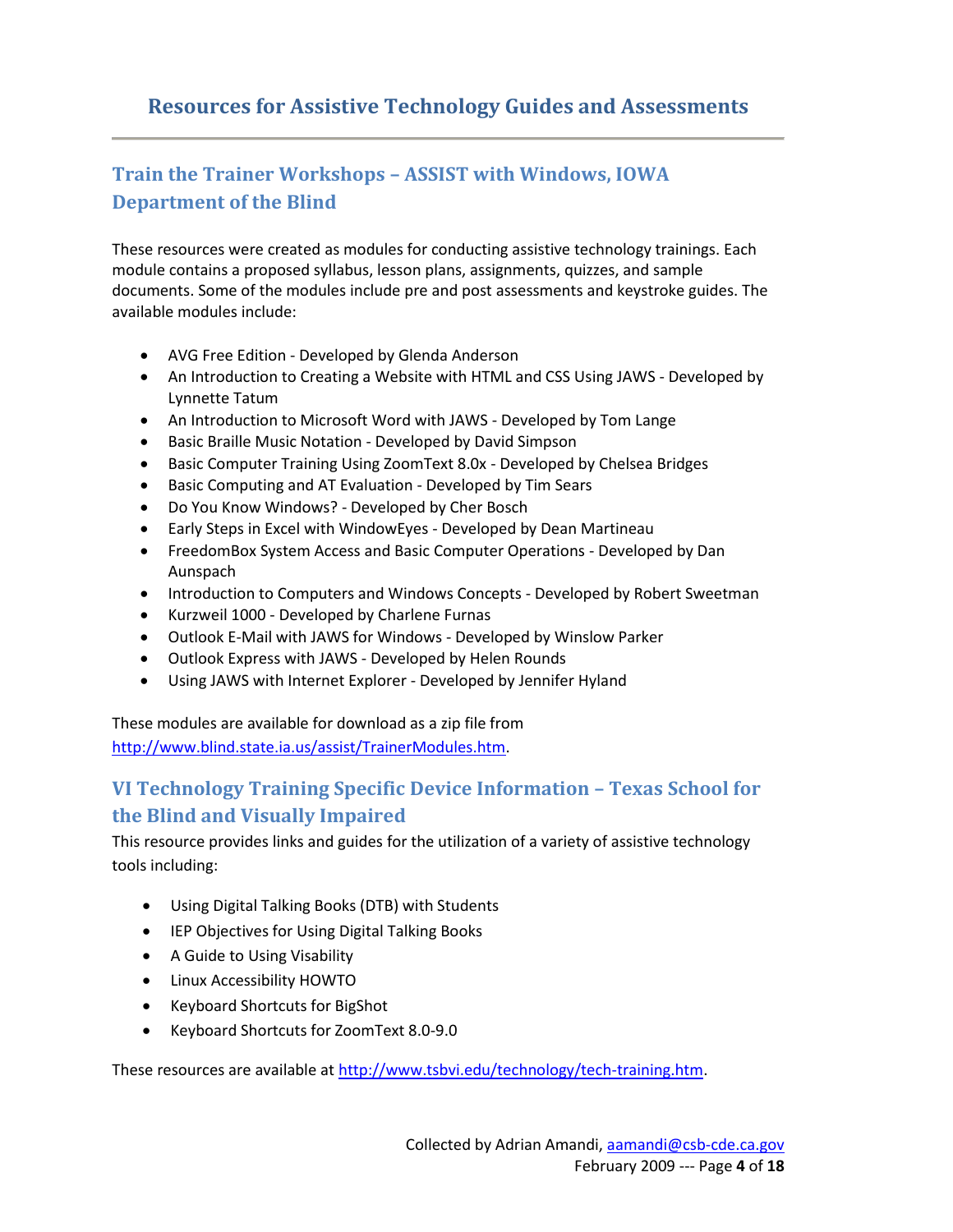# Resources for Assistive Technology Guides and Assessments

## Train the Trainer Workshops – ASSIST with Windows, IOWA Department of the Blind

These resources were created as modules for conducting assistive technology trainings. Each module contains a proposed syllabus, lesson plans, assignments, quizzes, and sample documents. Some of the modules include pre and post assessments and keystroke guides. The available modules include:

- AVG Free Edition - Developed by Glenda Anderson
- An Introduction to Creating a Website with HTML and CSS Using JAWS - Developed by Lynnette Tatum
- An Introduction to Microsoft Word with JAWS - Developed by Tom Lange
- Basic Braille Music Notation - Developed by David Simpson
- Basic Computer Training Using ZoomText 8.0x - Developed by Chelsea Bridges
- Basic Computing and AT Evaluation - Developed by Tim Sears
- Do You Know Windows? - Developed by Cher Bosch
- Early Steps in Excel with WindowEyes - Developed by Dean Martineau
- FreedomBox System Access and Basic Computer Operations - Developed by Dan Aunspach
- Introduction to Computers and Windows Concepts - Developed by Robert Sweetman
- Kurzweil 1000 - Developed by Charlene Furnas
- Outlook E-Mail with JAWS for Windows - Developed by Winslow Parker
- Outlook Express with JAWS - Developed by Helen Rounds
- Using JAWS with Internet Explorer - Developed by Jennifer Hyland

These modules are available for download as a zip file from http://www.blind.state.ia.us/assist/TrainerModules.htm.

## VI Technology Training Specific Device Information – Texas School for the Blind and Visually Impaired

This resource provides links and guides for the utilization of a variety of assistive technology tools including:

- Using Digital Talking Books (DTB) with Students
- IEP Objectives for Using Digital Talking Books
- A Guide to Using Visability
- Linux Accessibility HOWTO
- Keyboard Shortcuts for BigShot
- Keyboard Shortcuts for ZoomText 8.0-9.0

These resources are available at http://www.tsbvi.edu/technology/tech-training.htm.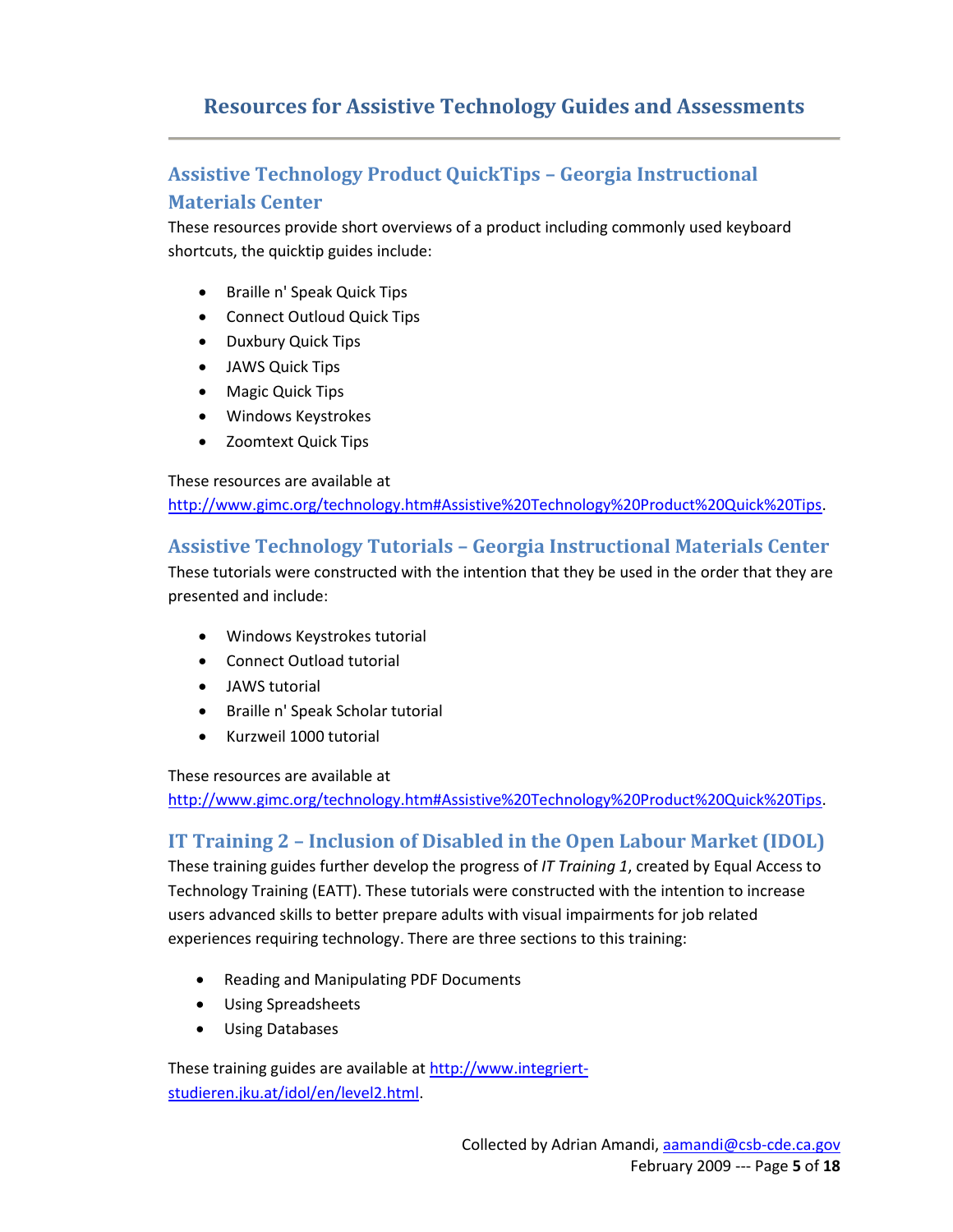# Resources for Assistive Technology Guides and Assessments

## Assistive Technology Product QuickTips – Georgia Instructional Materials Center

These resources provide short overviews of a product including commonly used keyboard shortcuts, the quicktip guides include:

- Braille n' Speak Quick Tips
- Connect Outloud Quick Tips
- Duxbury Quick Tips
- JAWS Quick Tips
- Magic Quick Tips
- Windows Keystrokes
- Zoomtext Quick Tips

These resources are available at http://www.gimc.org/technology.htm#Assistive%20Technology%20Product%20Quick%20Tips.

## Assistive Technology Tutorials – Georgia Instructional Materials Center

These tutorials were constructed with the intention that they be used in the order that they are presented and include:

- Windows Keystrokes tutorial
- Connect Outload tutorial
- JAWS tutorial
- Braille n' Speak Scholar tutorial
- Kurzweil 1000 tutorial

These resources are available at http://www.gimc.org/technology.htm#Assistive%20Technology%20Product%20Quick%20Tips.

## IT Training 2 – Inclusion of Disabled in the Open Labour Market (IDOL)

These training guides further develop the progress of *IT Training 1*, created by Equal Access to Technology Training (EATT). These tutorials were constructed with the intention to increase users advanced skills to better prepare adults with visual impairments for job related experiences requiring technology. There are three sections to this training:

- Reading and Manipulating PDF Documents
- Using Spreadsheets
- Using Databases

These training guides are available at http://www.integriert-studieren.jku.at/idol/en/level2.html.

Collected by Adrian Amandi, aamandi@csb-cde.ca.gov
February 2009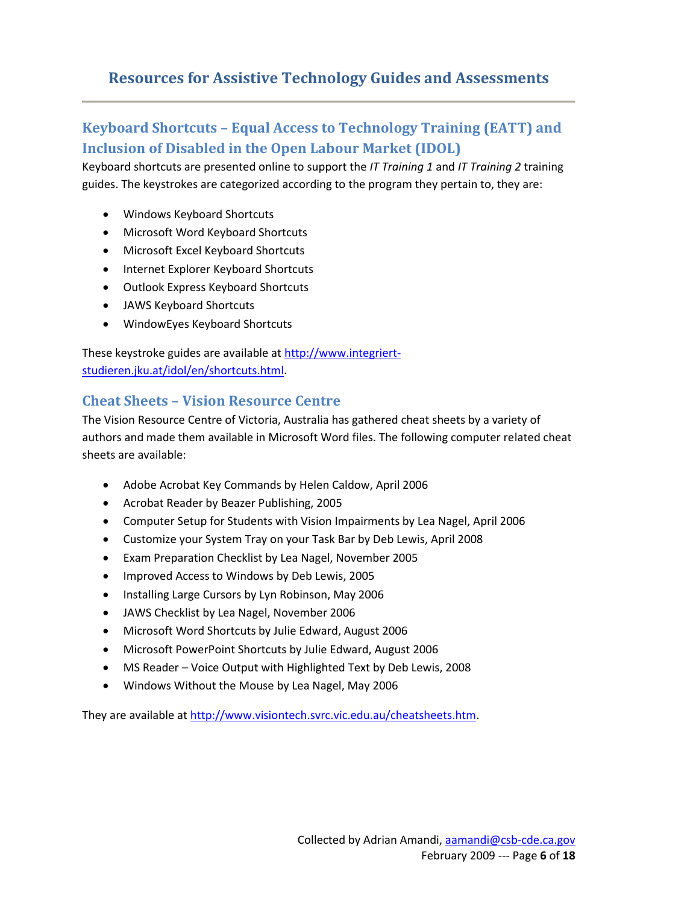# Resources for Assistive Technology Guides and Assessments

## Keyboard Shortcuts – Equal Access to Technology Training (EATT) and Inclusion of Disabled in the Open Labour Market (IDOL)

Keyboard shortcuts are presented online to support the *IT Training 1* and *IT Training 2* training guides. The keystrokes are categorized according to the program they pertain to, they are:

- Windows Keyboard Shortcuts
- Microsoft Word Keyboard Shortcuts
- Microsoft Excel Keyboard Shortcuts
- Internet Explorer Keyboard Shortcuts
- Outlook Express Keyboard Shortcuts
- JAWS Keyboard Shortcuts
- WindowEyes Keyboard Shortcuts

These keystroke guides are available at http://www.integriert-studieren.jku.at/idol/en/shortcuts.html.

## Cheat Sheets – Vision Resource Centre

The Vision Resource Centre of Victoria, Australia has gathered cheat sheets by a variety of authors and made them available in Microsoft Word files. The following computer related cheat sheets are available:

- Adobe Acrobat Key Commands by Helen Caldow, April 2006
- Acrobat Reader by Beazer Publishing, 2005
- Computer Setup for Students with Vision Impairments by Lea Nagel, April 2006
- Customize your System Tray on your Task Bar by Deb Lewis, April 2008
- Exam Preparation Checklist by Lea Nagel, November 2005
- Improved Access to Windows by Deb Lewis, 2005
- Installing Large Cursors by Lyn Robinson, May 2006
- JAWS Checklist by Lea Nagel, November 2006
- Microsoft Word Shortcuts by Julie Edward, August 2006
- Microsoft PowerPoint Shortcuts by Julie Edward, August 2006
- MS Reader – Voice Output with Highlighted Text by Deb Lewis, 2008
- Windows Without the Mouse by Lea Nagel, May 2006

They are available at http://www.visiontech.svrc.vic.edu.au/cheatsheets.htm.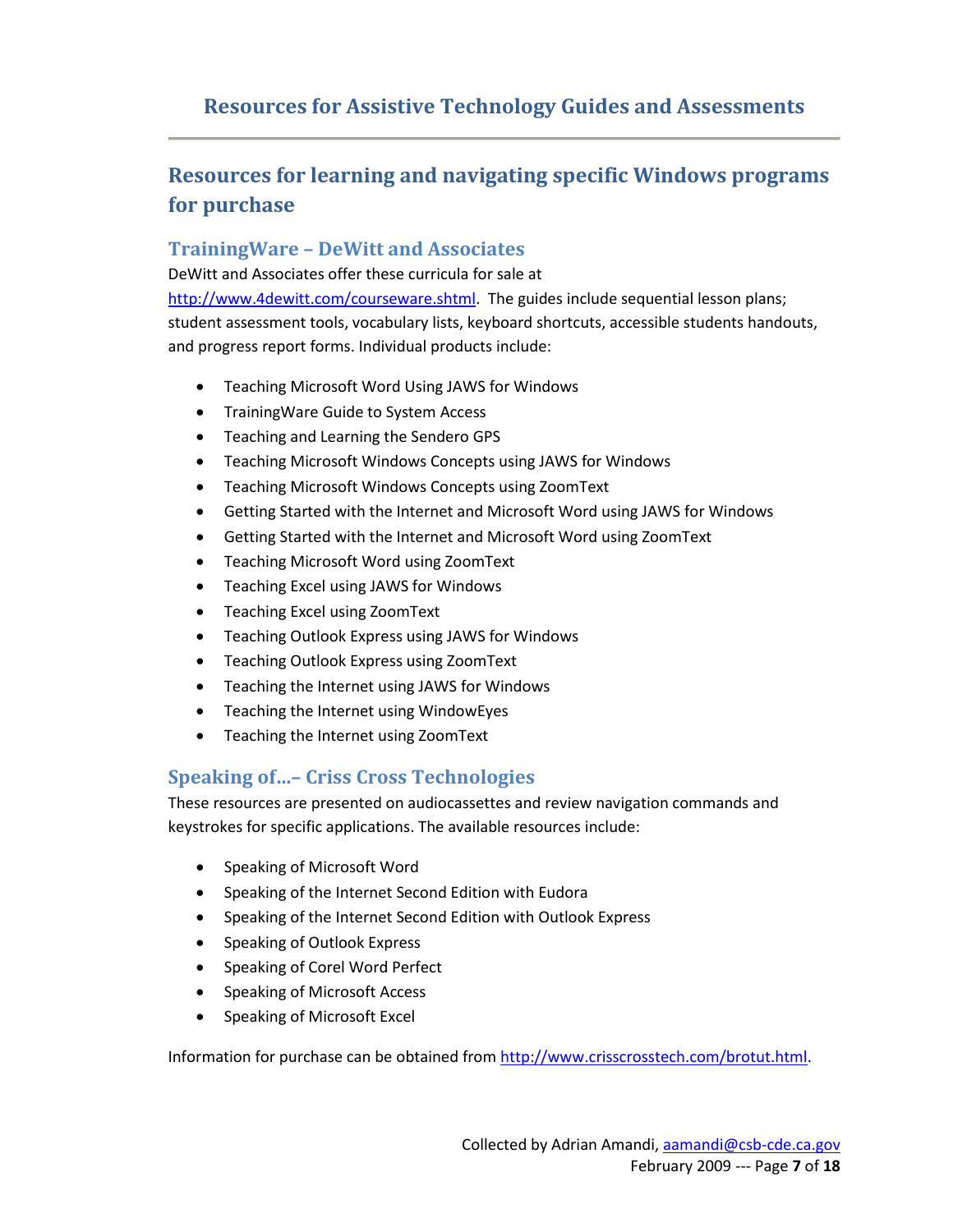# Resources for Assistive Technology Guides and Assessments

## Resources for learning and navigating specific Windows programs for purchase

### TrainingWare – DeWitt and Associates

DeWitt and Associates offer these curricula for sale at http://www.4dewitt.com/courseware.shtml. The guides include sequential lesson plans; student assessment tools, vocabulary lists, keyboard shortcuts, accessible students handouts, and progress report forms. Individual products include:

- Teaching Microsoft Word Using JAWS for Windows
- TrainingWare Guide to System Access
- Teaching and Learning the Sendero GPS
- Teaching Microsoft Windows Concepts using JAWS for Windows
- Teaching Microsoft Windows Concepts using ZoomText
- Getting Started with the Internet and Microsoft Word using JAWS for Windows
- Getting Started with the Internet and Microsoft Word using ZoomText
- Teaching Microsoft Word using ZoomText
- Teaching Excel using JAWS for Windows
- Teaching Excel using ZoomText
- Teaching Outlook Express using JAWS for Windows
- Teaching Outlook Express using ZoomText
- Teaching the Internet using JAWS for Windows
- Teaching the Internet using WindowEyes
- Teaching the Internet using ZoomText

### Speaking of…– Criss Cross Technologies

These resources are presented on audiocassettes and review navigation commands and keystrokes for specific applications. The available resources include:

- Speaking of Microsoft Word
- Speaking of the Internet Second Edition with Eudora
- Speaking of the Internet Second Edition with Outlook Express
- Speaking of Outlook Express
- Speaking of Corel Word Perfect
- Speaking of Microsoft Access
- Speaking of Microsoft Excel

Information for purchase can be obtained from http://www.crisscrosstech.com/brotut.html.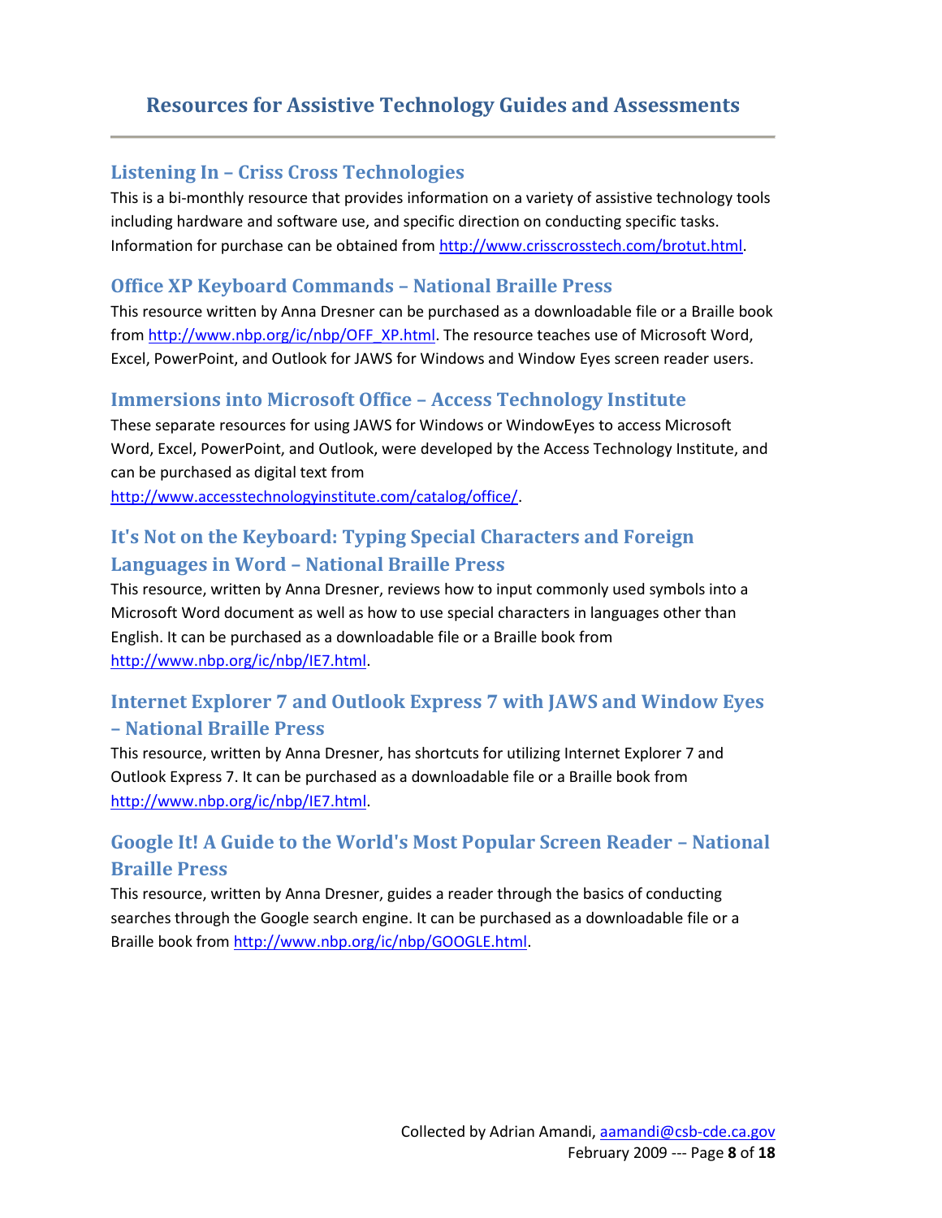## Resources for Assistive Technology Guides and Assessments

### Listening In – Criss Cross Technologies

This is a bi-monthly resource that provides information on a variety of assistive technology tools including hardware and software use, and specific direction on conducting specific tasks. Information for purchase can be obtained from http://www.crisscrosstech.com/brotut.html.

### Office XP Keyboard Commands – National Braille Press

This resource written by Anna Dresner can be purchased as a downloadable file or a Braille book from http://www.nbp.org/ic/nbp/OFF_XP.html. The resource teaches use of Microsoft Word, Excel, PowerPoint, and Outlook for JAWS for Windows and Window Eyes screen reader users.

### Immersions into Microsoft Office – Access Technology Institute

These separate resources for using JAWS for Windows or WindowEyes to access Microsoft Word, Excel, PowerPoint, and Outlook, were developed by the Access Technology Institute, and can be purchased as digital text from http://www.accesstechnologyinstitute.com/catalog/office/.

### It's Not on the Keyboard: Typing Special Characters and Foreign Languages in Word – National Braille Press

This resource, written by Anna Dresner, reviews how to input commonly used symbols into a Microsoft Word document as well as how to use special characters in languages other than English. It can be purchased as a downloadable file or a Braille book from http://www.nbp.org/ic/nbp/IE7.html.

### Internet Explorer 7 and Outlook Express 7 with JAWS and Window Eyes – National Braille Press

This resource, written by Anna Dresner, has shortcuts for utilizing Internet Explorer 7 and Outlook Express 7. It can be purchased as a downloadable file or a Braille book from http://www.nbp.org/ic/nbp/IE7.html.

### Google It! A Guide to the World's Most Popular Screen Reader – National Braille Press

This resource, written by Anna Dresner, guides a reader through the basics of conducting searches through the Google search engine. It can be purchased as a downloadable file or a Braille book from http://www.nbp.org/ic/nbp/GOOGLE.html.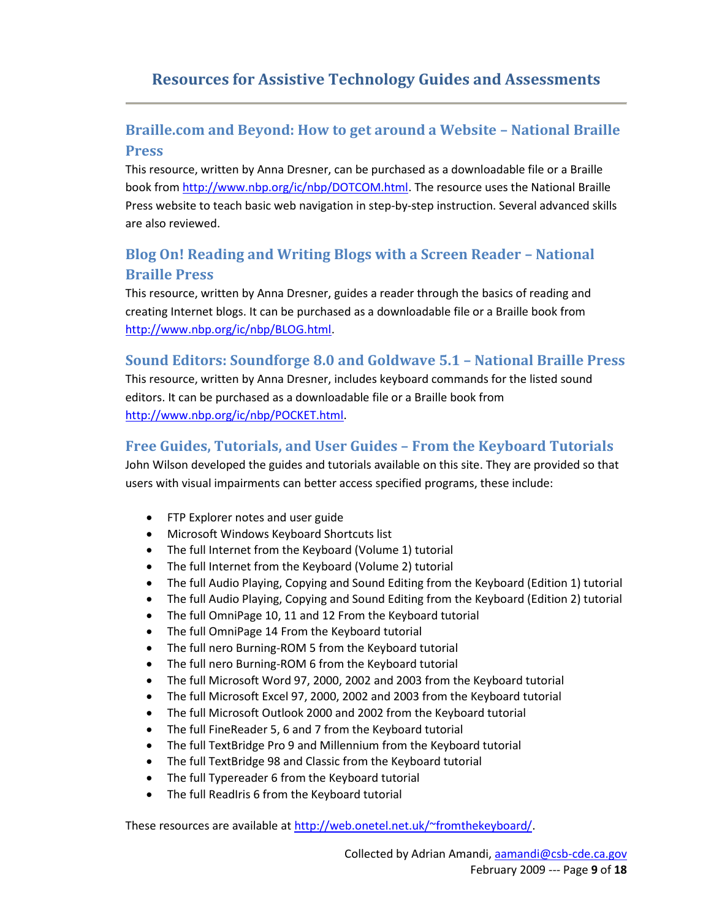# Resources for Assistive Technology Guides and Assessments

## Braille.com and Beyond: How to get around a Website – National Braille Press

This resource, written by Anna Dresner, can be purchased as a downloadable file or a Braille book from http://www.nbp.org/ic/nbp/DOTCOM.html. The resource uses the National Braille Press website to teach basic web navigation in step-by-step instruction. Several advanced skills are also reviewed.

## Blog On! Reading and Writing Blogs with a Screen Reader – National Braille Press

This resource, written by Anna Dresner, guides a reader through the basics of reading and creating Internet blogs. It can be purchased as a downloadable file or a Braille book from http://www.nbp.org/ic/nbp/BLOG.html.

## Sound Editors: Soundforge 8.0 and Goldwave 5.1 – National Braille Press

This resource, written by Anna Dresner, includes keyboard commands for the listed sound editors. It can be purchased as a downloadable file or a Braille book from http://www.nbp.org/ic/nbp/POCKET.html.

## Free Guides, Tutorials, and User Guides – From the Keyboard Tutorials

John Wilson developed the guides and tutorials available on this site. They are provided so that users with visual impairments can better access specified programs, these include:

- FTP Explorer notes and user guide
- Microsoft Windows Keyboard Shortcuts list
- The full Internet from the Keyboard (Volume 1) tutorial
- The full Internet from the Keyboard (Volume 2) tutorial
- The full Audio Playing, Copying and Sound Editing from the Keyboard (Edition 1) tutorial
- The full Audio Playing, Copying and Sound Editing from the Keyboard (Edition 2) tutorial
- The full OmniPage 10, 11 and 12 From the Keyboard tutorial
- The full OmniPage 14 From the Keyboard tutorial
- The full nero Burning-ROM 5 from the Keyboard tutorial
- The full nero Burning-ROM 6 from the Keyboard tutorial
- The full Microsoft Word 97, 2000, 2002 and 2003 from the Keyboard tutorial
- The full Microsoft Excel 97, 2000, 2002 and 2003 from the Keyboard tutorial
- The full Microsoft Outlook 2000 and 2002 from the Keyboard tutorial
- The full FineReader 5, 6 and 7 from the Keyboard tutorial
- The full TextBridge Pro 9 and Millennium from the Keyboard tutorial
- The full TextBridge 98 and Classic from the Keyboard tutorial
- The full Typereader 6 from the Keyboard tutorial
- The full ReadIris 6 from the Keyboard tutorial

These resources are available at http://web.onetel.net.uk/~fromthekeyboard/.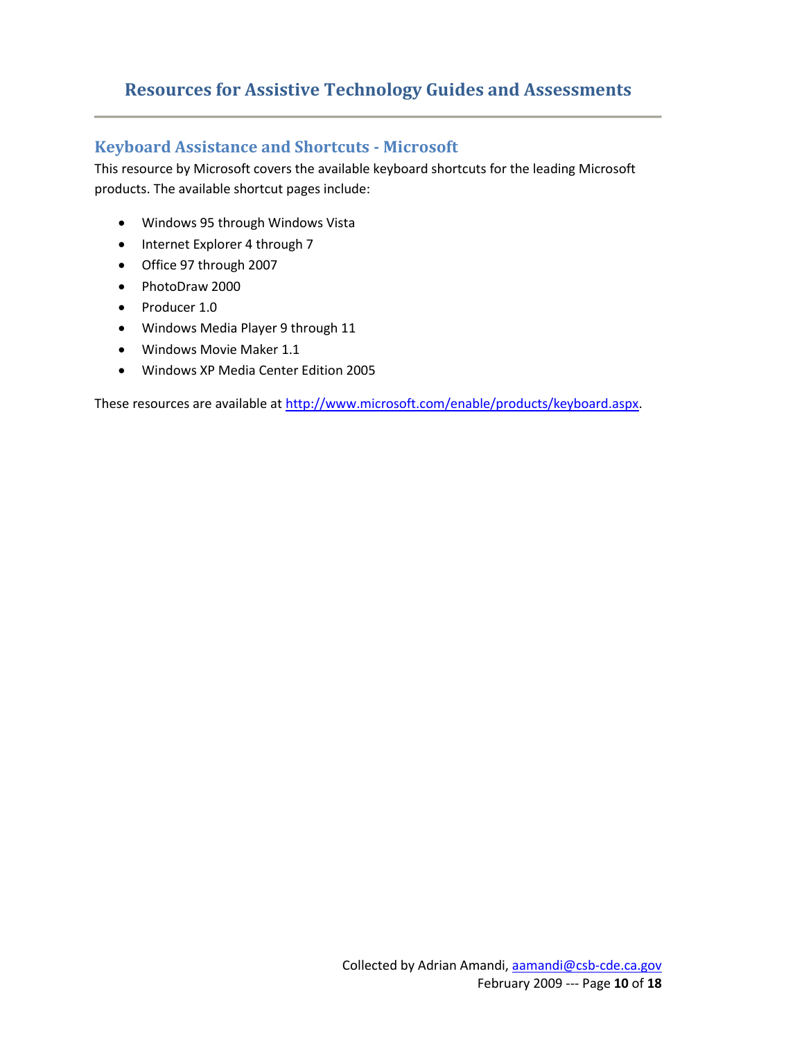# Resources for Assistive Technology Guides and Assessments

## Keyboard Assistance and Shortcuts - Microsoft

This resource by Microsoft covers the available keyboard shortcuts for the leading Microsoft products. The available shortcut pages include:

- Windows 95 through Windows Vista
- Internet Explorer 4 through 7
- Office 97 through 2007
- PhotoDraw 2000
- Producer 1.0
- Windows Media Player 9 through 11
- Windows Movie Maker 1.1
- Windows XP Media Center Edition 2005

These resources are available at http://www.microsoft.com/enable/products/keyboard.aspx.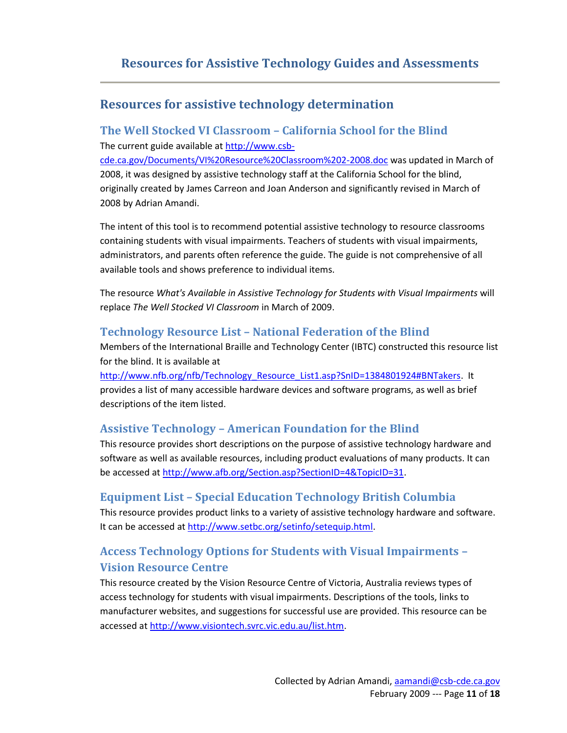# Resources for Assistive Technology Guides and Assessments

## Resources for assistive technology determination

### The Well Stocked VI Classroom – California School for the Blind

The current guide available at http://www.csb-cde.ca.gov/Documents/VI%20Resource%20Classroom%202-2008.doc was updated in March of 2008, it was designed by assistive technology staff at the California School for the blind, originally created by James Carreon and Joan Anderson and significantly revised in March of 2008 by Adrian Amandi.

The intent of this tool is to recommend potential assistive technology to resource classrooms containing students with visual impairments. Teachers of students with visual impairments, administrators, and parents often reference the guide. The guide is not comprehensive of all available tools and shows preference to individual items.

The resource *What's Available in Assistive Technology for Students with Visual Impairments* will replace *The Well Stocked VI Classroom* in March of 2009.

### Technology Resource List – National Federation of the Blind

Members of the International Braille and Technology Center (IBTC) constructed this resource list for the blind. It is available at http://www.nfb.org/nfb/Technology_Resource_List1.asp?SnID=1384801924#BNTakers. It provides a list of many accessible hardware devices and software programs, as well as brief descriptions of the item listed.

### Assistive Technology – American Foundation for the Blind

This resource provides short descriptions on the purpose of assistive technology hardware and software as well as available resources, including product evaluations of many products. It can be accessed at http://www.afb.org/Section.asp?SectionID=4&TopicID=31.

### Equipment List – Special Education Technology British Columbia

This resource provides product links to a variety of assistive technology hardware and software. It can be accessed at http://www.setbc.org/setinfo/setequip.html.

### Access Technology Options for Students with Visual Impairments – Vision Resource Centre

This resource created by the Vision Resource Centre of Victoria, Australia reviews types of access technology for students with visual impairments. Descriptions of the tools, links to manufacturer websites, and suggestions for successful use are provided. This resource can be accessed at http://www.visiontech.svrc.vic.edu.au/list.htm.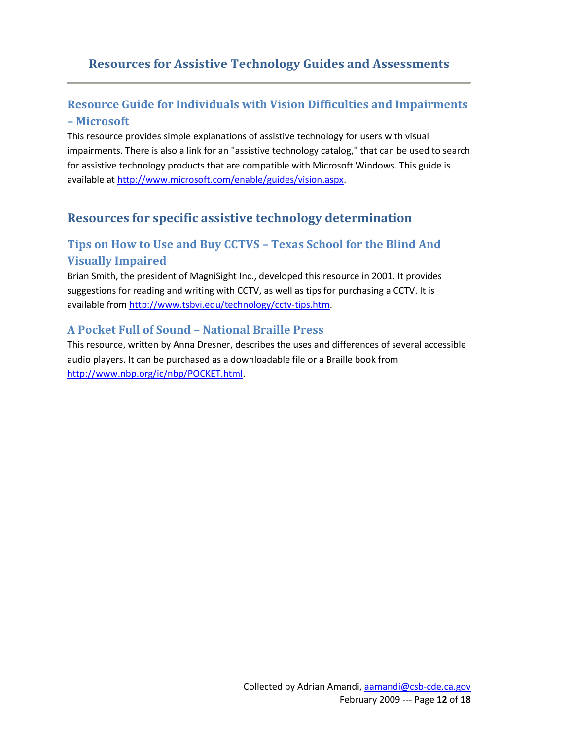# Resources for Assistive Technology Guides and Assessments

### Resource Guide for Individuals with Vision Difficulties and Impairments – Microsoft

This resource provides simple explanations of assistive technology for users with visual impairments. There is also a link for an "assistive technology catalog," that can be used to search for assistive technology products that are compatible with Microsoft Windows. This guide is available at http://www.microsoft.com/enable/guides/vision.aspx.

## Resources for specific assistive technology determination

### Tips on How to Use and Buy CCTVS – Texas School for the Blind And Visually Impaired

Brian Smith, the president of MagniSight Inc., developed this resource in 2001. It provides suggestions for reading and writing with CCTV, as well as tips for purchasing a CCTV. It is available from http://www.tsbvi.edu/technology/cctv-tips.htm.

### A Pocket Full of Sound – National Braille Press

This resource, written by Anna Dresner, describes the uses and differences of several accessible audio players. It can be purchased as a downloadable file or a Braille book from http://www.nbp.org/ic/nbp/POCKET.html.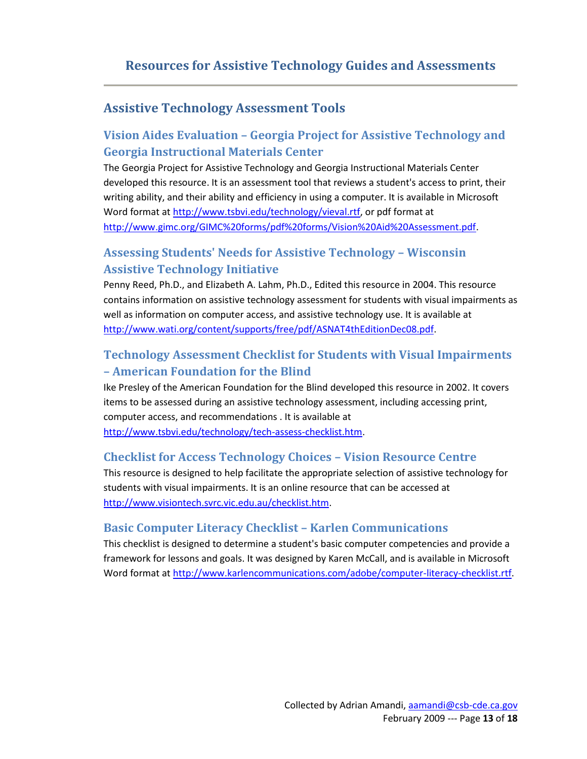# Resources for Assistive Technology Guides and Assessments

## Assistive Technology Assessment Tools

### Vision Aides Evaluation – Georgia Project for Assistive Technology and Georgia Instructional Materials Center

The Georgia Project for Assistive Technology and Georgia Instructional Materials Center developed this resource. It is an assessment tool that reviews a student's access to print, their writing ability, and their ability and efficiency in using a computer. It is available in Microsoft Word format at http://www.tsbvi.edu/technology/vieval.rtf, or pdf format at http://www.gimc.org/GIMC%20forms/pdf%20forms/Vision%20Aid%20Assessment.pdf.

### Assessing Students' Needs for Assistive Technology – Wisconsin Assistive Technology Initiative

Penny Reed, Ph.D., and Elizabeth A. Lahm, Ph.D., Edited this resource in 2004. This resource contains information on assistive technology assessment for students with visual impairments as well as information on computer access, and assistive technology use. It is available at http://www.wati.org/content/supports/free/pdf/ASNAT4thEditionDec08.pdf.

### Technology Assessment Checklist for Students with Visual Impairments – American Foundation for the Blind

Ike Presley of the American Foundation for the Blind developed this resource in 2002. It covers items to be assessed during an assistive technology assessment, including accessing print, computer access, and recommendations . It is available at http://www.tsbvi.edu/technology/tech-assess-checklist.htm.

### Checklist for Access Technology Choices – Vision Resource Centre

This resource is designed to help facilitate the appropriate selection of assistive technology for students with visual impairments. It is an online resource that can be accessed at http://www.visiontech.svrc.vic.edu.au/checklist.htm.

### Basic Computer Literacy Checklist – Karlen Communications

This checklist is designed to determine a student's basic computer competencies and provide a framework for lessons and goals. It was designed by Karen McCall, and is available in Microsoft Word format at http://www.karlencommunications.com/adobe/computer-literacy-checklist.rtf.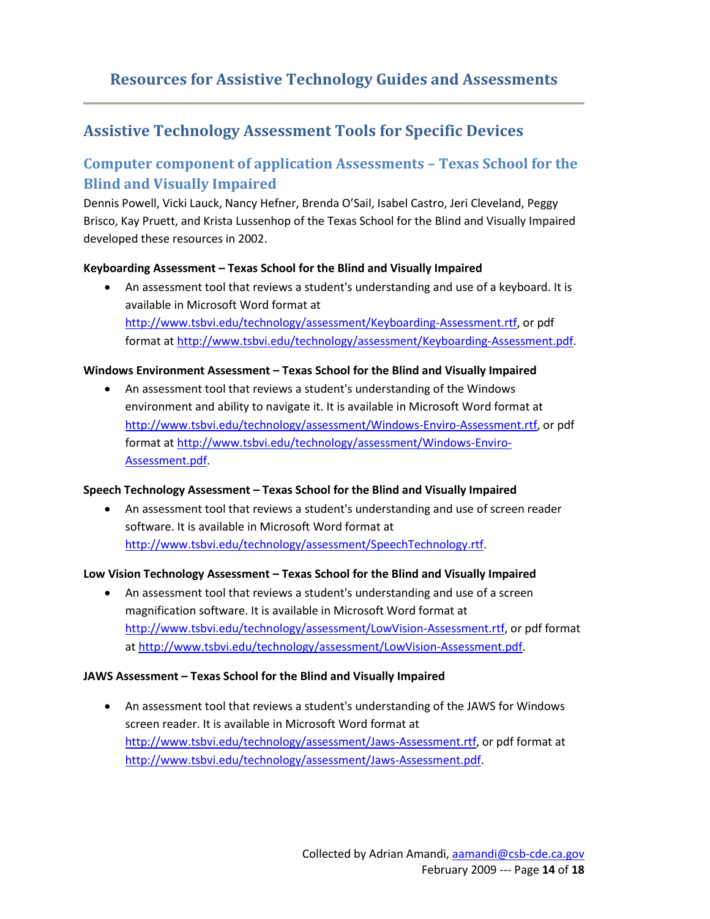# Resources for Assistive Technology Guides and Assessments

## Assistive Technology Assessment Tools for Specific Devices

### Computer component of application Assessments – Texas School for the Blind and Visually Impaired

Dennis Powell, Vicki Lauck, Nancy Hefner, Brenda O'Sail, Isabel Castro, Jeri Cleveland, Peggy Brisco, Kay Pruett, and Krista Lussenhop of the Texas School for the Blind and Visually Impaired developed these resources in 2002.

**Keyboarding Assessment – Texas School for the Blind and Visually Impaired**

- An assessment tool that reviews a student's understanding and use of a keyboard. It is available in Microsoft Word format at http://www.tsbvi.edu/technology/assessment/Keyboarding-Assessment.rtf, or pdf format at http://www.tsbvi.edu/technology/assessment/Keyboarding-Assessment.pdf.

**Windows Environment Assessment – Texas School for the Blind and Visually Impaired**

- An assessment tool that reviews a student's understanding of the Windows environment and ability to navigate it. It is available in Microsoft Word format at http://www.tsbvi.edu/technology/assessment/Windows-Enviro-Assessment.rtf, or pdf format at http://www.tsbvi.edu/technology/assessment/Windows-Enviro-Assessment.pdf.

**Speech Technology Assessment – Texas School for the Blind and Visually Impaired**

- An assessment tool that reviews a student's understanding and use of screen reader software. It is available in Microsoft Word format at http://www.tsbvi.edu/technology/assessment/SpeechTechnology.rtf.

**Low Vision Technology Assessment – Texas School for the Blind and Visually Impaired**

- An assessment tool that reviews a student's understanding and use of a screen magnification software. It is available in Microsoft Word format at http://www.tsbvi.edu/technology/assessment/LowVision-Assessment.rtf, or pdf format at http://www.tsbvi.edu/technology/assessment/LowVision-Assessment.pdf.

**JAWS Assessment – Texas School for the Blind and Visually Impaired**

- An assessment tool that reviews a student's understanding of the JAWS for Windows screen reader. It is available in Microsoft Word format at http://www.tsbvi.edu/technology/assessment/Jaws-Assessment.rtf, or pdf format at http://www.tsbvi.edu/technology/assessment/Jaws-Assessment.pdf.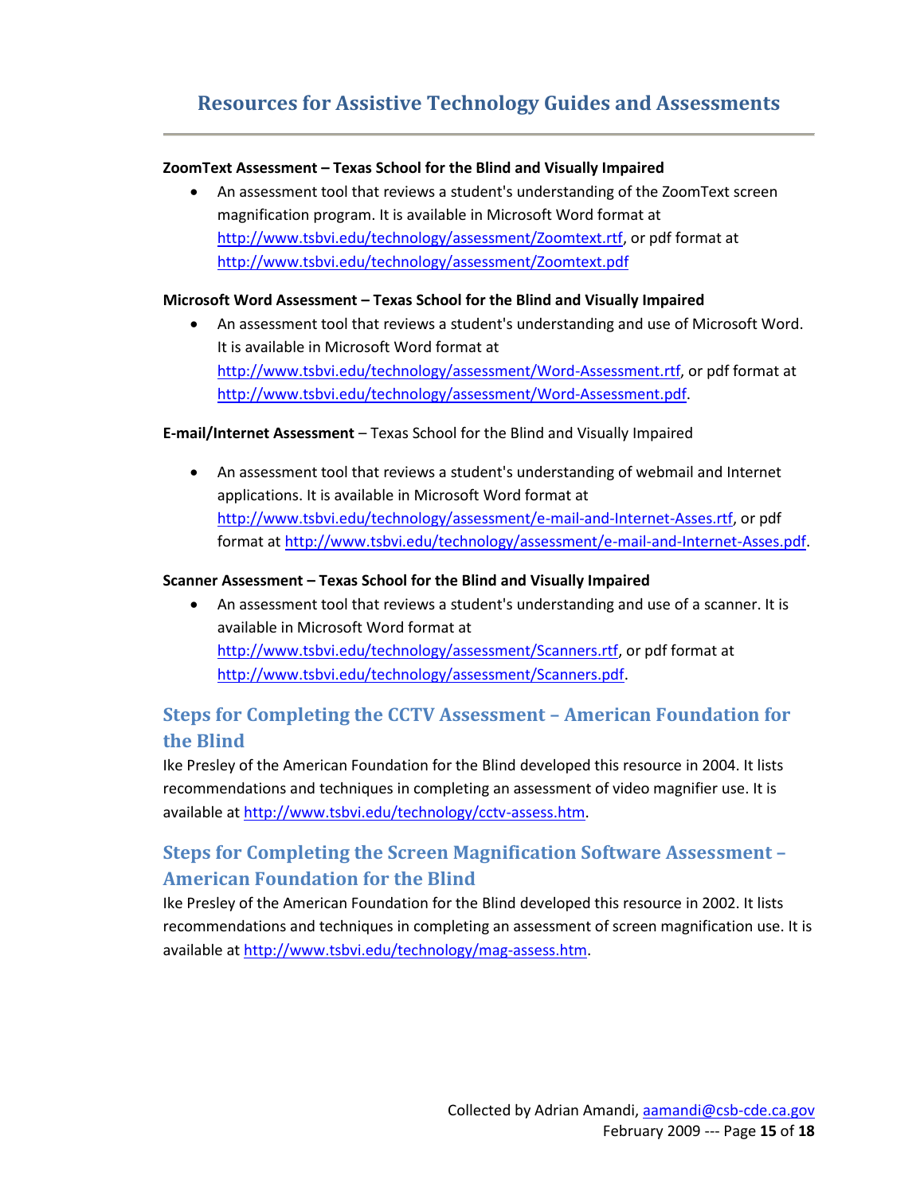# Resources for Assistive Technology Guides and Assessments

**ZoomText Assessment – Texas School for the Blind and Visually Impaired**

- An assessment tool that reviews a student's understanding of the ZoomText screen magnification program. It is available in Microsoft Word format at http://www.tsbvi.edu/technology/assessment/Zoomtext.rtf, or pdf format at http://www.tsbvi.edu/technology/assessment/Zoomtext.pdf

**Microsoft Word Assessment – Texas School for the Blind and Visually Impaired**

- An assessment tool that reviews a student's understanding and use of Microsoft Word. It is available in Microsoft Word format at http://www.tsbvi.edu/technology/assessment/Word-Assessment.rtf, or pdf format at http://www.tsbvi.edu/technology/assessment/Word-Assessment.pdf.

**E-mail/Internet Assessment** – Texas School for the Blind and Visually Impaired

- An assessment tool that reviews a student's understanding of webmail and Internet applications. It is available in Microsoft Word format at http://www.tsbvi.edu/technology/assessment/e-mail-and-Internet-Asses.rtf, or pdf format at http://www.tsbvi.edu/technology/assessment/e-mail-and-Internet-Asses.pdf.

**Scanner Assessment – Texas School for the Blind and Visually Impaired**

- An assessment tool that reviews a student's understanding and use of a scanner. It is available in Microsoft Word format at http://www.tsbvi.edu/technology/assessment/Scanners.rtf, or pdf format at http://www.tsbvi.edu/technology/assessment/Scanners.pdf.

## Steps for Completing the CCTV Assessment – American Foundation for the Blind

Ike Presley of the American Foundation for the Blind developed this resource in 2004. It lists recommendations and techniques in completing an assessment of video magnifier use. It is available at http://www.tsbvi.edu/technology/cctv-assess.htm.

## Steps for Completing the Screen Magnification Software Assessment – American Foundation for the Blind

Ike Presley of the American Foundation for the Blind developed this resource in 2002. It lists recommendations and techniques in completing an assessment of screen magnification use. It is available at http://www.tsbvi.edu/technology/mag-assess.htm.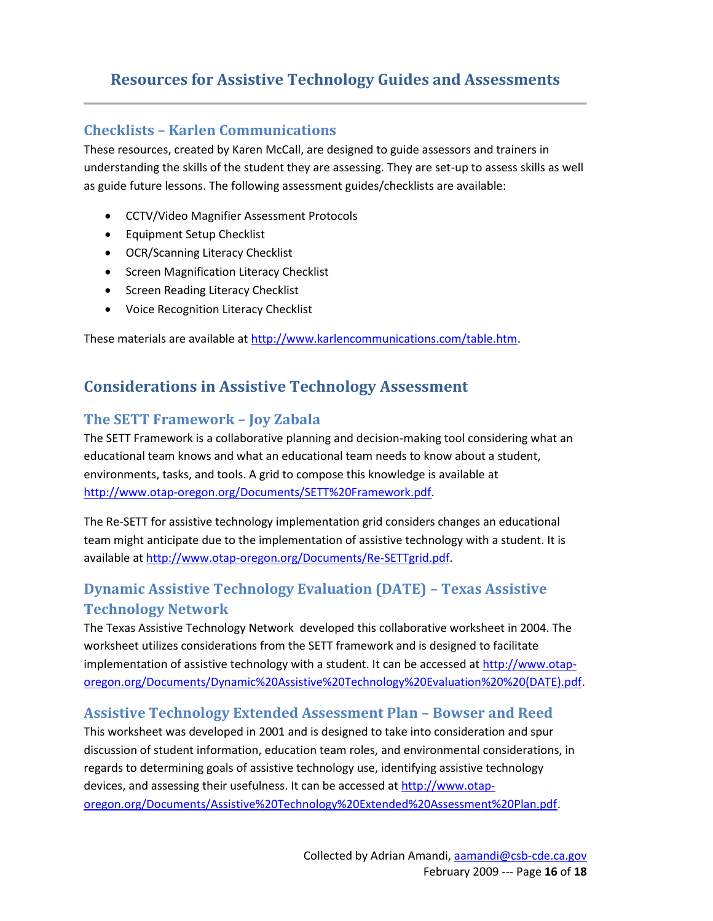## Resources for Assistive Technology Guides and Assessments

### Checklists – Karlen Communications

These resources, created by Karen McCall, are designed to guide assessors and trainers in understanding the skills of the student they are assessing. They are set-up to assess skills as well as guide future lessons. The following assessment guides/checklists are available:

- CCTV/Video Magnifier Assessment Protocols
- Equipment Setup Checklist
- OCR/Scanning Literacy Checklist
- Screen Magnification Literacy Checklist
- Screen Reading Literacy Checklist
- Voice Recognition Literacy Checklist

These materials are available at http://www.karlencommunications.com/table.htm.

## Considerations in Assistive Technology Assessment

### The SETT Framework – Joy Zabala

The SETT Framework is a collaborative planning and decision-making tool considering what an educational team knows and what an educational team needs to know about a student, environments, tasks, and tools. A grid to compose this knowledge is available at http://www.otap-oregon.org/Documents/SETT%20Framework.pdf.

The Re-SETT for assistive technology implementation grid considers changes an educational team might anticipate due to the implementation of assistive technology with a student. It is available at http://www.otap-oregon.org/Documents/Re-SETTgrid.pdf.

### Dynamic Assistive Technology Evaluation (DATE) – Texas Assistive Technology Network

The Texas Assistive Technology Network developed this collaborative worksheet in 2004. The worksheet utilizes considerations from the SETT framework and is designed to facilitate implementation of assistive technology with a student. It can be accessed at http://www.otap-oregon.org/Documents/Dynamic%20Assistive%20Technology%20Evaluation%20%20(DATE).pdf.

### Assistive Technology Extended Assessment Plan – Bowser and Reed

This worksheet was developed in 2001 and is designed to take into consideration and spur discussion of student information, education team roles, and environmental considerations, in regards to determining goals of assistive technology use, identifying assistive technology devices, and assessing their usefulness. It can be accessed at http://www.otap-oregon.org/Documents/Assistive%20Technology%20Extended%20Assessment%20Plan.pdf.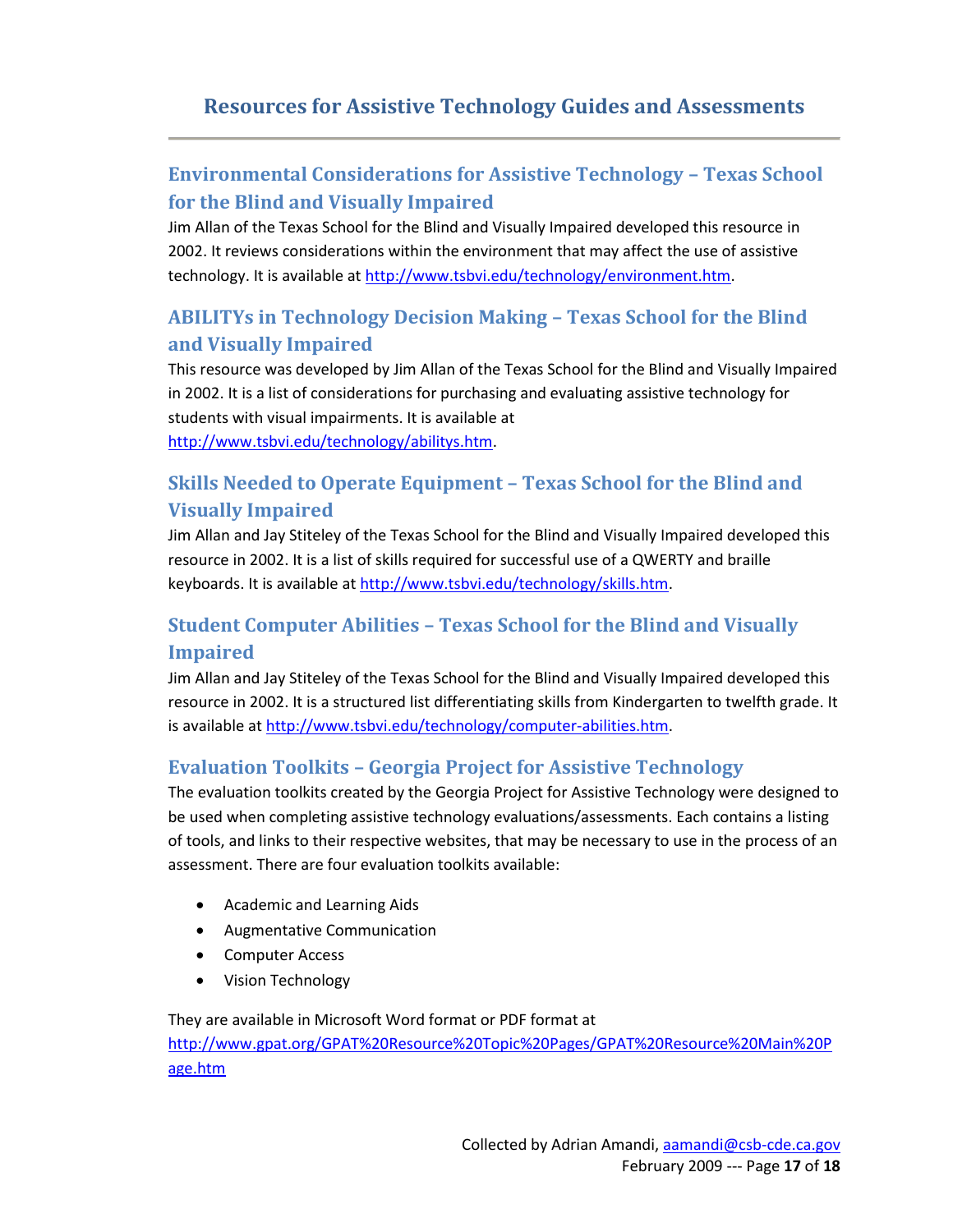# Resources for Assistive Technology Guides and Assessments

## Environmental Considerations for Assistive Technology – Texas School for the Blind and Visually Impaired

Jim Allan of the Texas School for the Blind and Visually Impaired developed this resource in 2002. It reviews considerations within the environment that may affect the use of assistive technology. It is available at http://www.tsbvi.edu/technology/environment.htm.

## ABILITYs in Technology Decision Making – Texas School for the Blind and Visually Impaired

This resource was developed by Jim Allan of the Texas School for the Blind and Visually Impaired in 2002. It is a list of considerations for purchasing and evaluating assistive technology for students with visual impairments. It is available at http://www.tsbvi.edu/technology/abilitys.htm.

## Skills Needed to Operate Equipment – Texas School for the Blind and Visually Impaired

Jim Allan and Jay Stiteley of the Texas School for the Blind and Visually Impaired developed this resource in 2002. It is a list of skills required for successful use of a QWERTY and braille keyboards. It is available at http://www.tsbvi.edu/technology/skills.htm.

## Student Computer Abilities – Texas School for the Blind and Visually Impaired

Jim Allan and Jay Stiteley of the Texas School for the Blind and Visually Impaired developed this resource in 2002. It is a structured list differentiating skills from Kindergarten to twelfth grade. It is available at http://www.tsbvi.edu/technology/computer-abilities.htm.

## Evaluation Toolkits – Georgia Project for Assistive Technology

The evaluation toolkits created by the Georgia Project for Assistive Technology were designed to be used when completing assistive technology evaluations/assessments. Each contains a listing of tools, and links to their respective websites, that may be necessary to use in the process of an assessment. There are four evaluation toolkits available:

- Academic and Learning Aids
- Augmentative Communication
- Computer Access
- Vision Technology

They are available in Microsoft Word format or PDF format at http://www.gpat.org/GPAT%20Resource%20Topic%20Pages/GPAT%20Resource%20Main%20Page.htm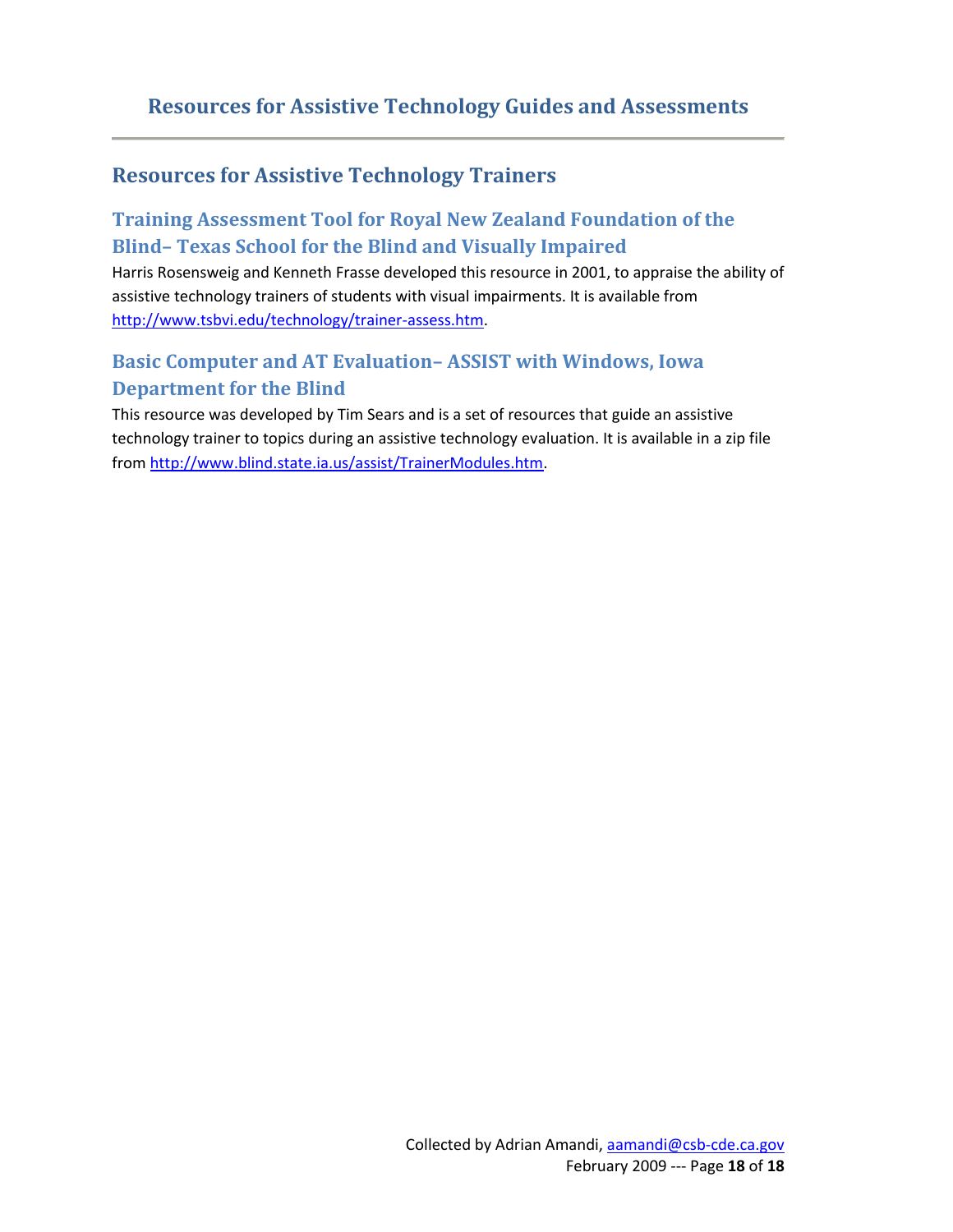# Resources for Assistive Technology Guides and Assessments

## Resources for Assistive Technology Trainers

### Training Assessment Tool for Royal New Zealand Foundation of the Blind– Texas School for the Blind and Visually Impaired

Harris Rosensweig and Kenneth Frasse developed this resource in 2001, to appraise the ability of assistive technology trainers of students with visual impairments. It is available from http://www.tsbvi.edu/technology/trainer-assess.htm.

### Basic Computer and AT Evaluation– ASSIST with Windows, Iowa Department for the Blind

This resource was developed by Tim Sears and is a set of resources that guide an assistive technology trainer to topics during an assistive technology evaluation. It is available in a zip file from http://www.blind.state.ia.us/assist/TrainerModules.htm.